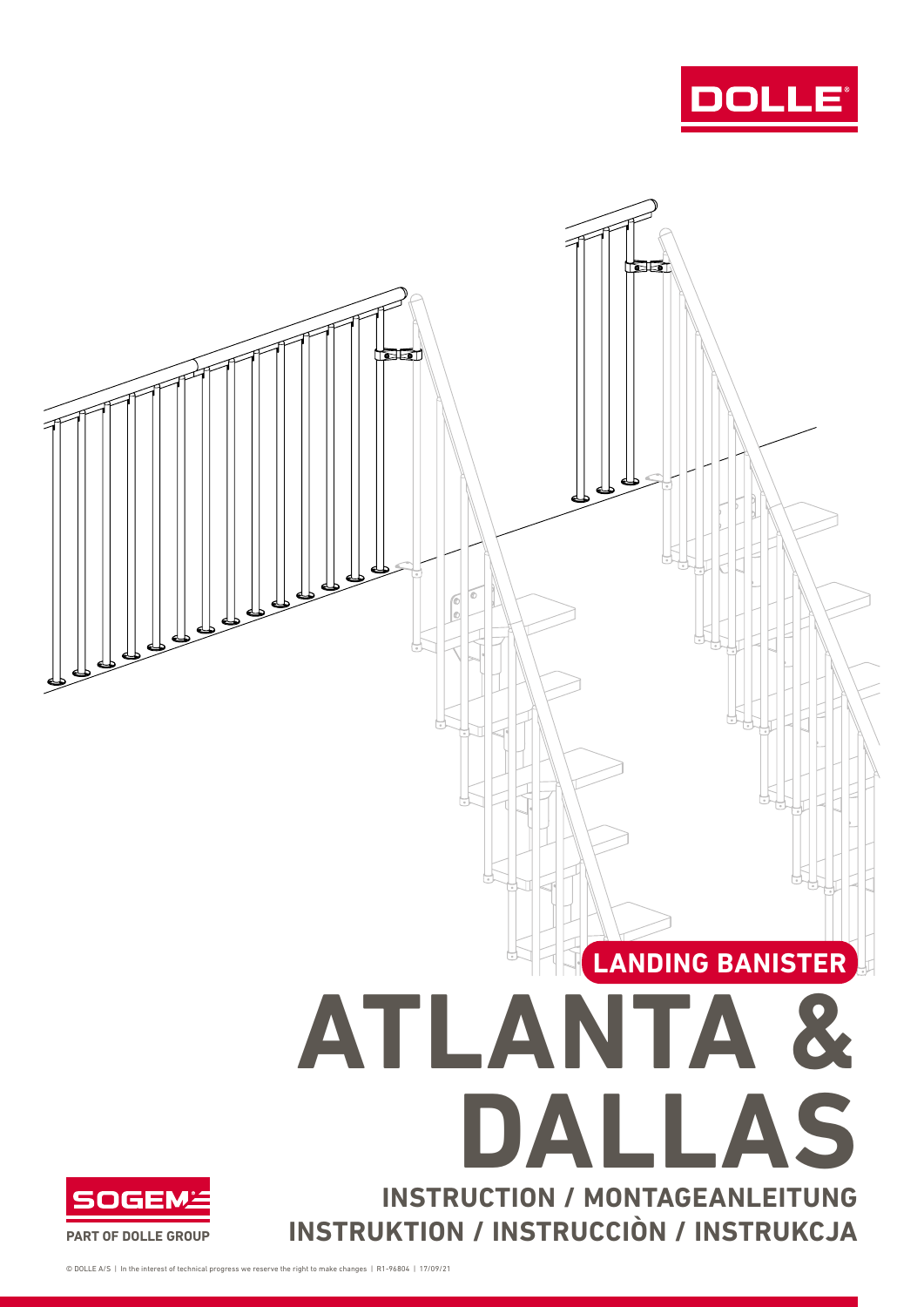DOLLE

LANDING BANISTER

# ATLANTA & DALLAS

## INSTRUCTION / MONTAGEANLEITUNG
## INSTRUKTION / INSTRUCCIÒN / INSTRUKCJA

SOGEM

PART OF DOLLE GROUP

© DOLLE A/S | In the interest of technical progress we reserve the right to make changes | R1-96804 | 17/09/21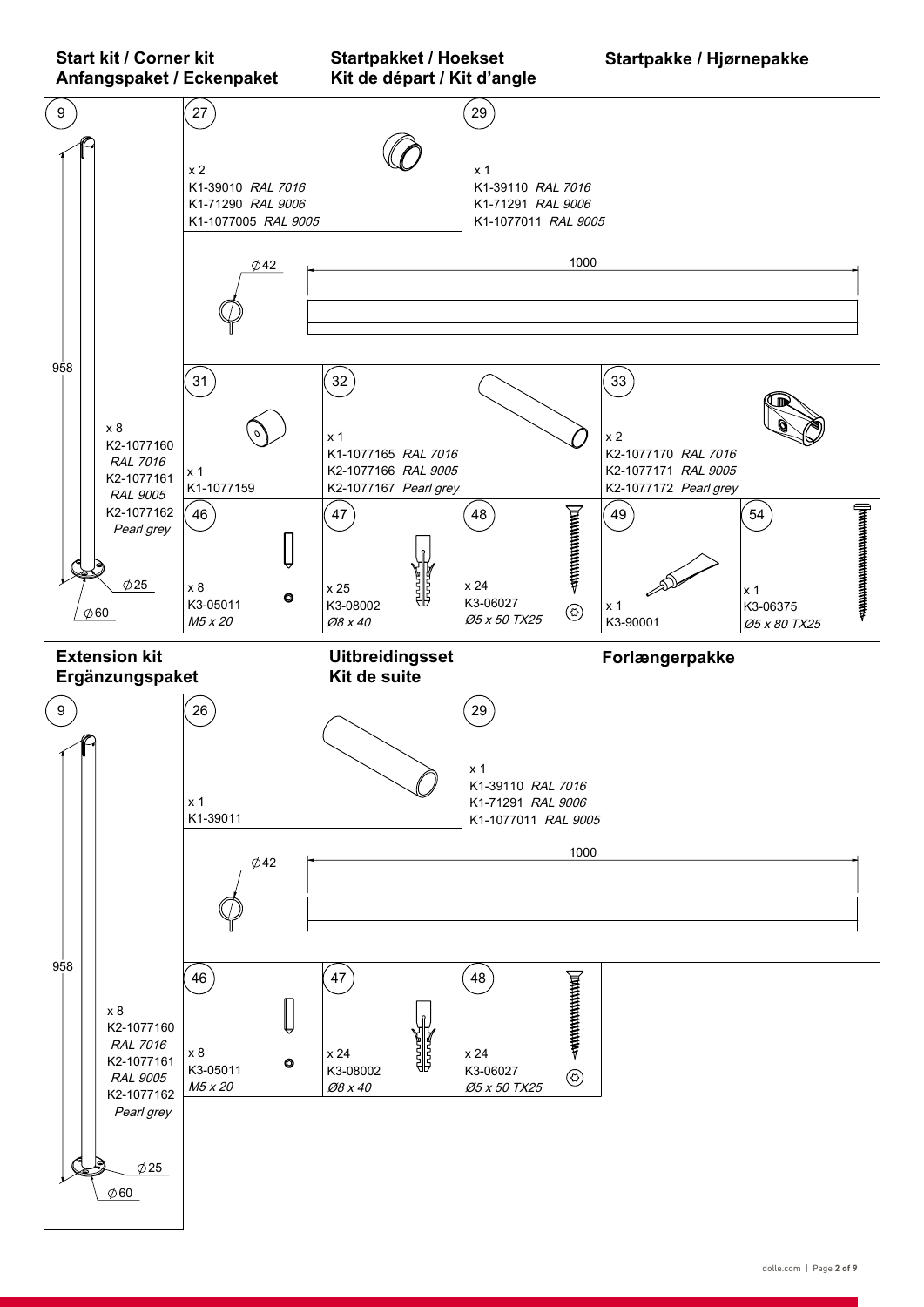## Start kit / Corner kit — Anfangspaket / Eckenpaket — Startpakket / Hoekset — Kit de départ / Kit d'angle — Startpakke / Hjørnepakke

**9** — x 8
K2-1077160 *RAL 7016*
K2-1077161 *RAL 9005*
K2-1077162 *Pearl grey*
958, ∅25, ∅60

**27** — x 2
K1-39010 *RAL 7016*
K1-71290 *RAL 9006*
K1-1077005 *RAL 9005*

**29** — x 1
K1-39110 *RAL 7016*
K1-71291 *RAL 9006*
K1-1077011 *RAL 9005*
∅42, 1000

**31** — x 1
K1-1077159

**32** — x 1
K1-1077165 *RAL 7016*
K2-1077166 *RAL 9005*
K2-1077167 *Pearl grey*

**33** — x 2
K2-1077170 *RAL 7016*
K2-1077171 *RAL 9005*
K2-1077172 *Pearl grey*

**46** — x 8
K3-05011
*M5 x 20*

**47** — x 25
K3-08002
*Ø8 x 40*

**48** — x 24
K3-06027
*Ø5 x 50 TX25*

**49** — x 1
K3-90001

**54** — x 1
K3-06375
*Ø5 x 80 TX25*

## Extension kit — Ergänzungspaket — Uitbreidingsset — Kit de suite — Forlængerpakke

**9** — x 8
K2-1077160 *RAL 7016*
K2-1077161 *RAL 9005*
K2-1077162 *Pearl grey*
958, ∅25, ∅60

**26** — x 1
K1-39011

**29** — x 1
K1-39110 *RAL 7016*
K1-71291 *RAL 9006*
K1-1077011 *RAL 9005*
∅42, 1000

**46** — x 8
K3-05011
*M5 x 20*

**47** — x 24
K3-08002
*Ø8 x 40*

**48** — x 24
K3-06027
*Ø5 x 50 TX25*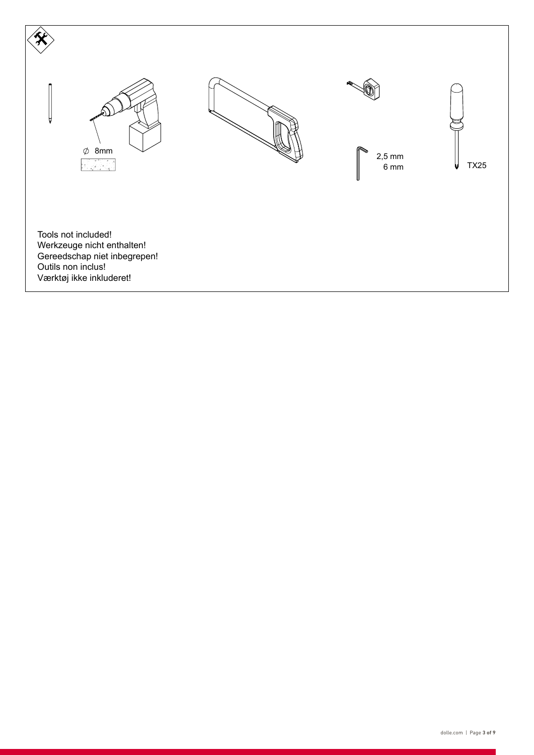∅ 8mm

2,5 mm
6 mm

TX25

Tools not included!
Werkzeuge nicht enthalten!
Gereedschap niet inbegrepen!
Outils non inclus!
Værktøj ikke inkluderet!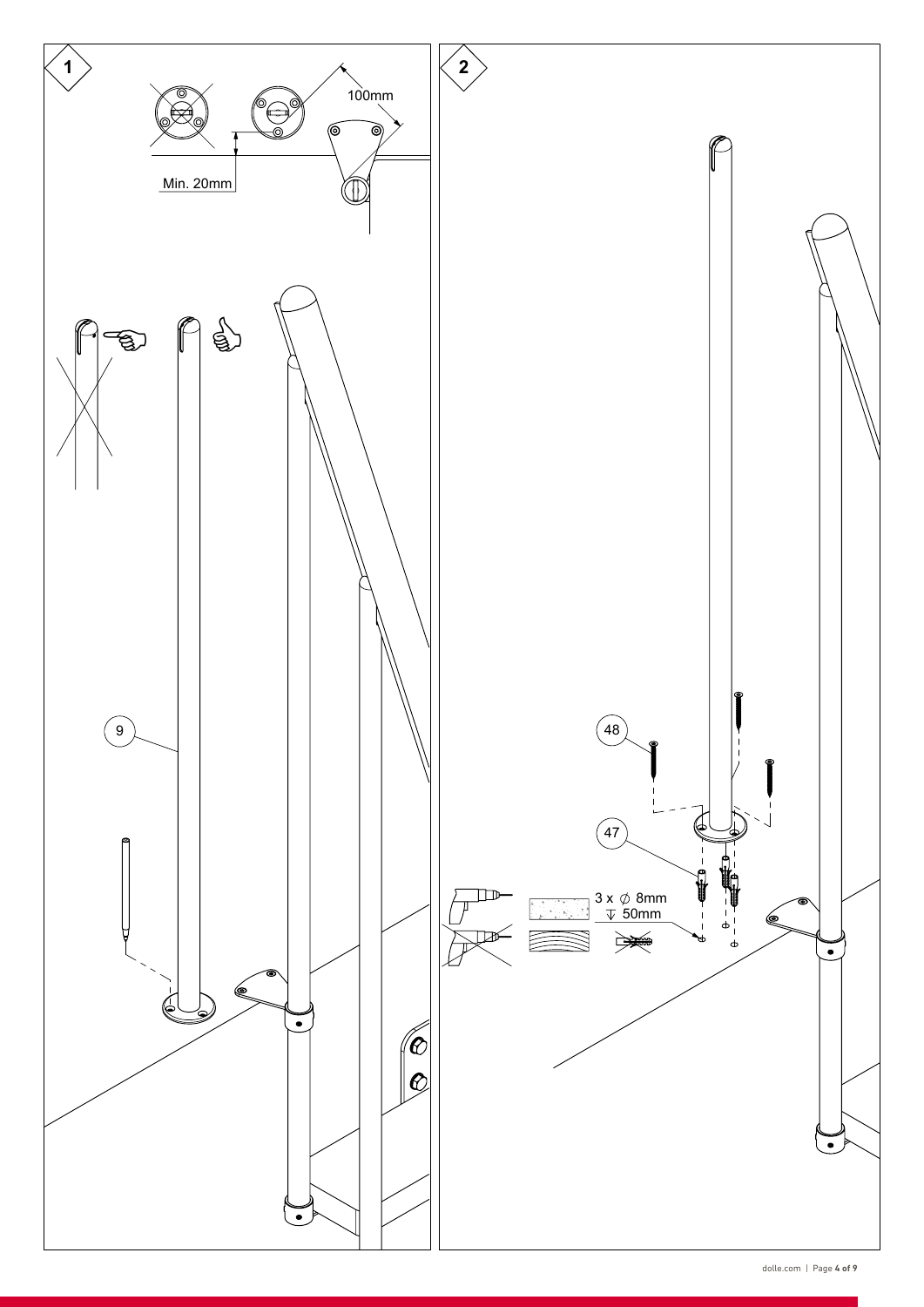1

100mm

Min. 20mm

9

2

48

47

3 x ∅ 8mm
↧ 50mm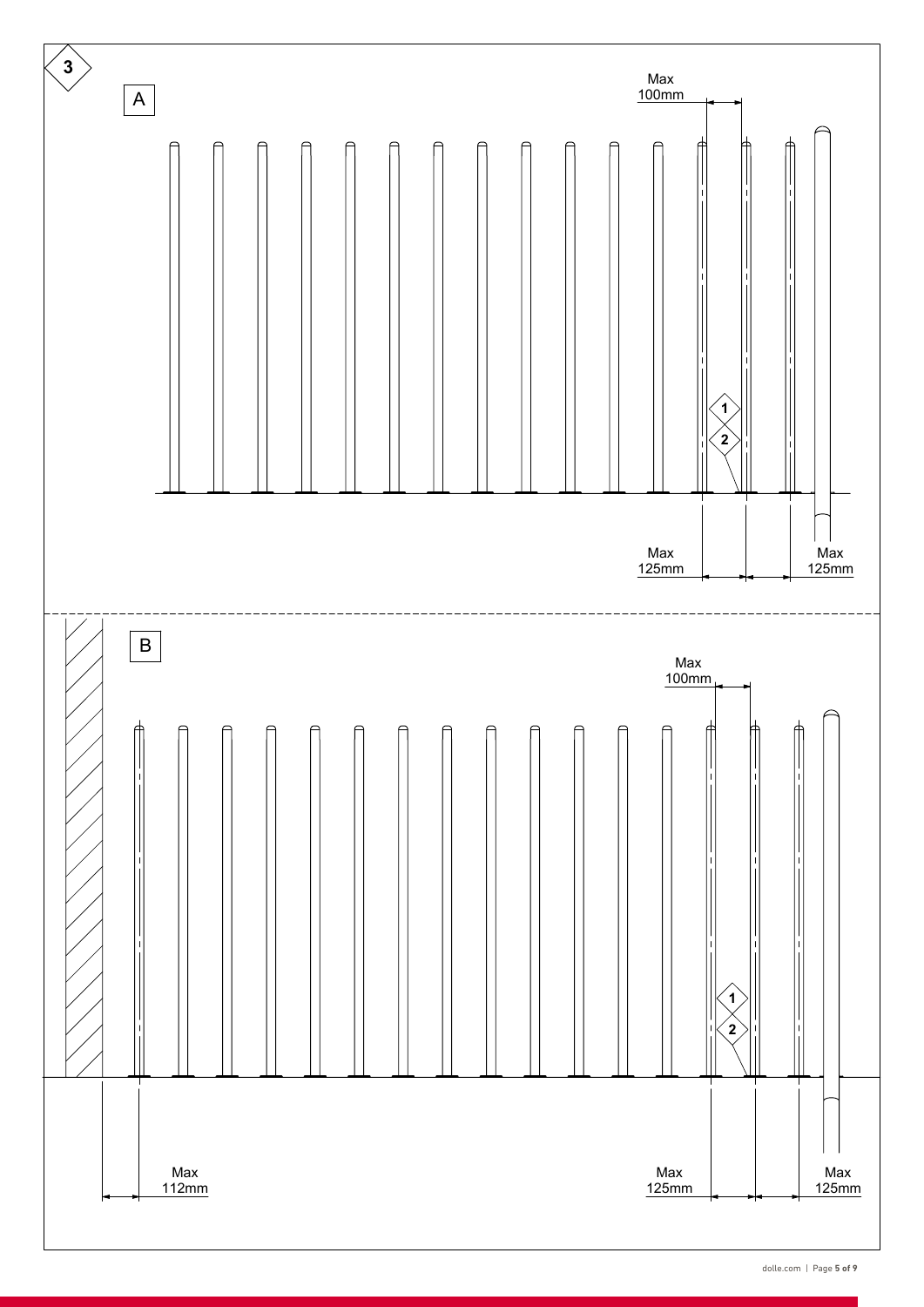3

A

Max 100mm

1

2

Max 125mm

Max 125mm

B

Max 100mm

1

2

Max 112mm

Max 125mm

Max 125mm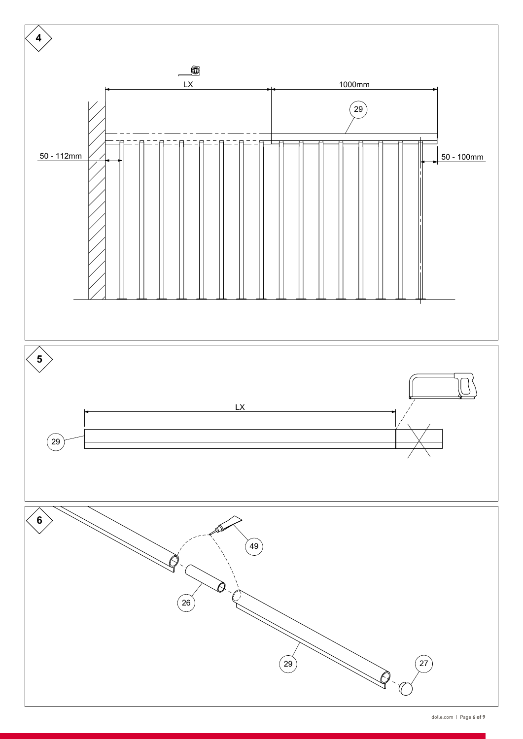4

LX

1000mm

29

50 - 112mm

50 - 100mm

5

LX

29

6

49

26

29

27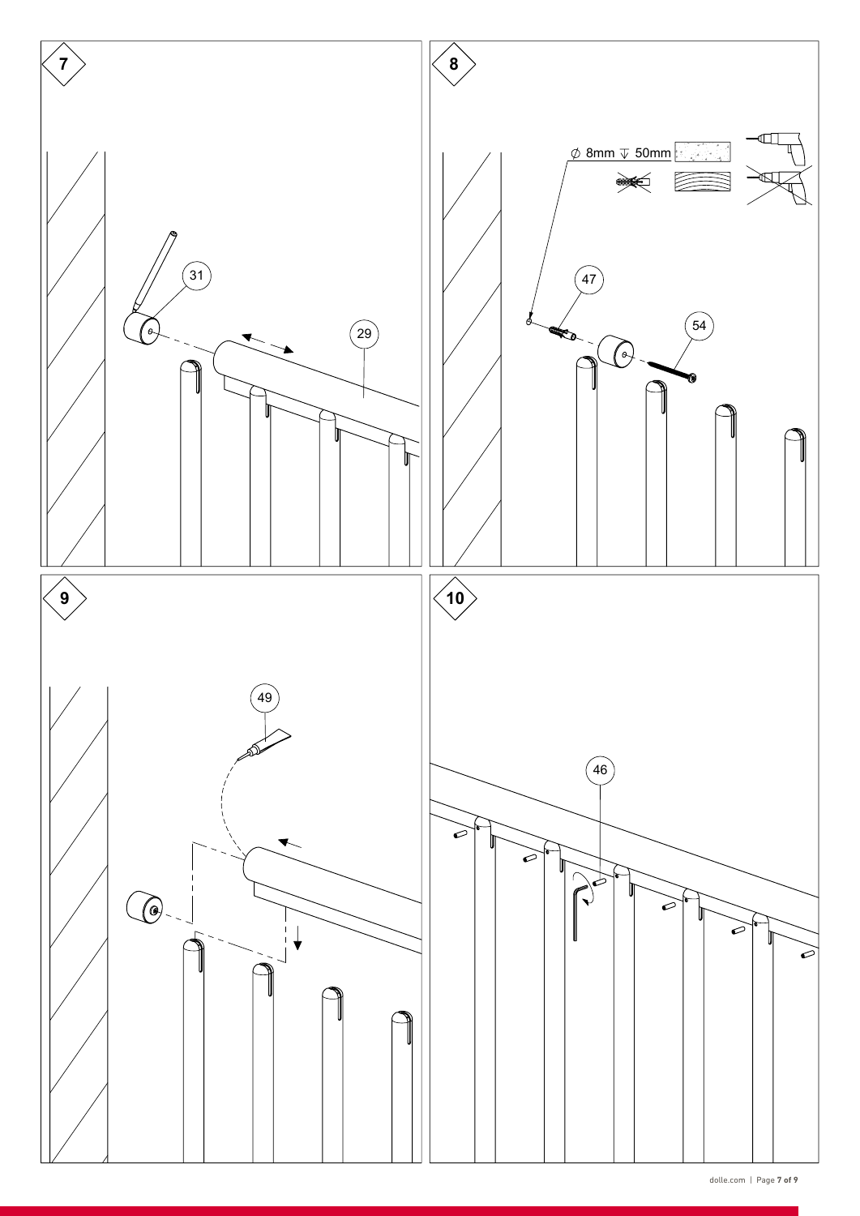7

31

29

8

⌀ 8mm ↧ 50mm

47

54

9

49

10

46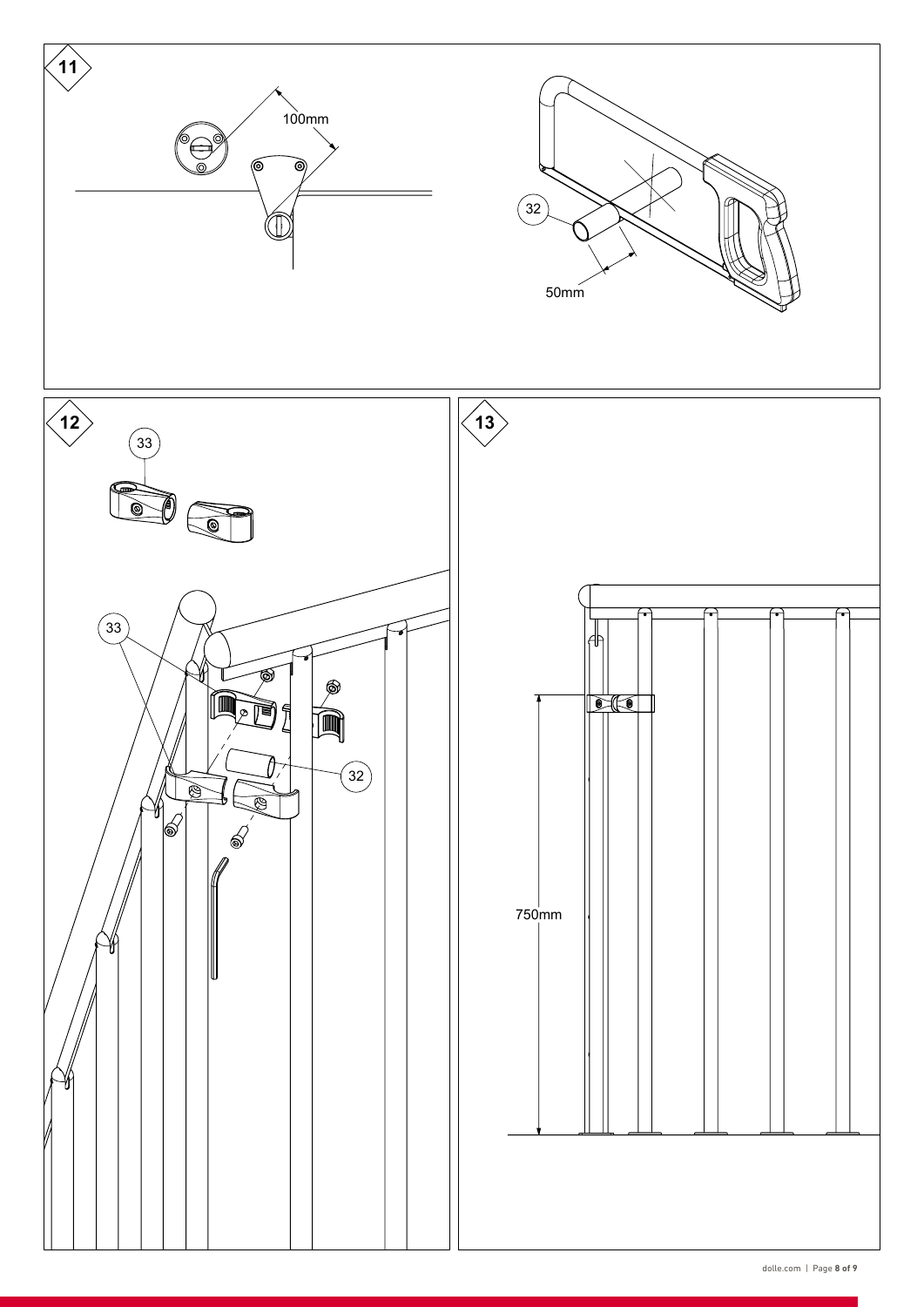11

100mm

32

50mm

12

33

33

32

13

750mm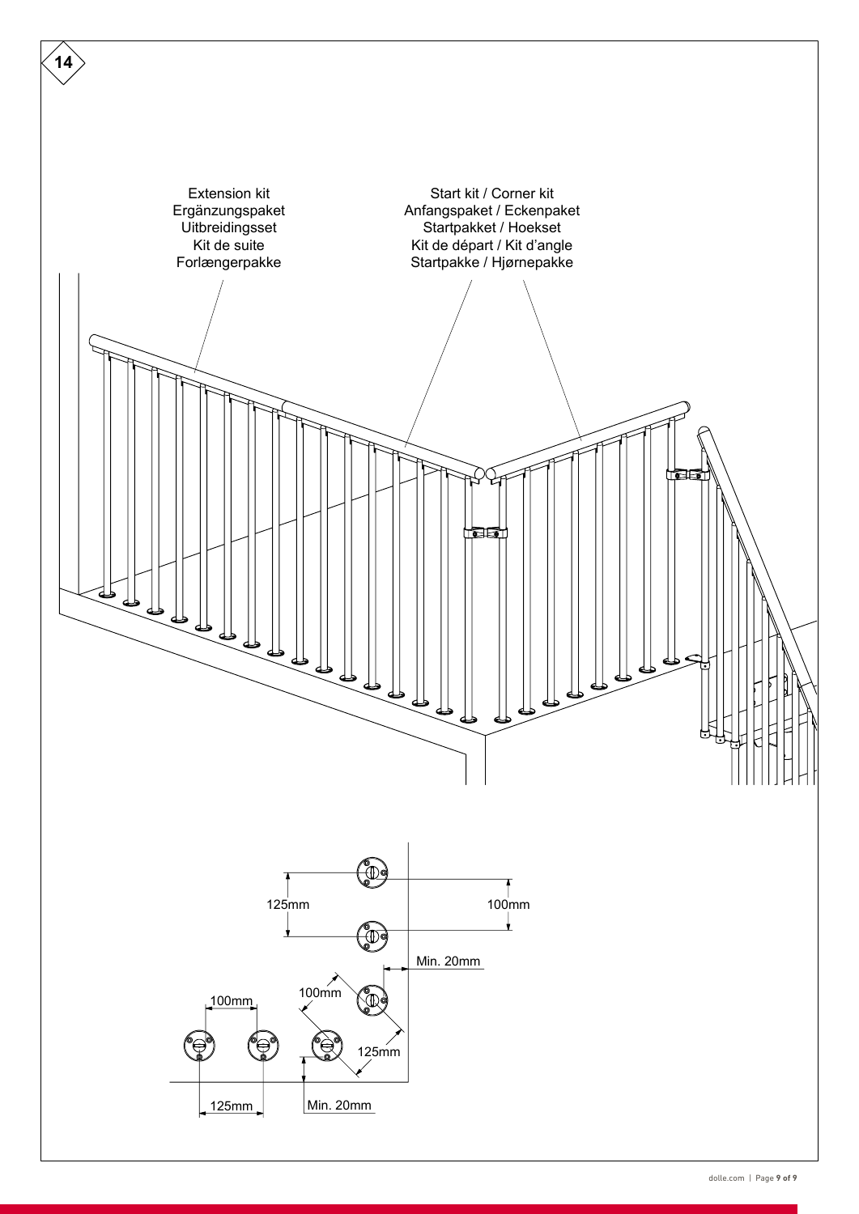14

Extension kit
Ergänzungspaket
Uitbreidingsset
Kit de suite
Forlængerpakke

Start kit / Corner kit
Anfangspaket / Eckenpaket
Startpakket / Hoekset
Kit de départ / Kit d'angle
Startpakke / Hjørnepakke

125mm

100mm

Min. 20mm

100mm

100mm

125mm

125mm

Min. 20mm